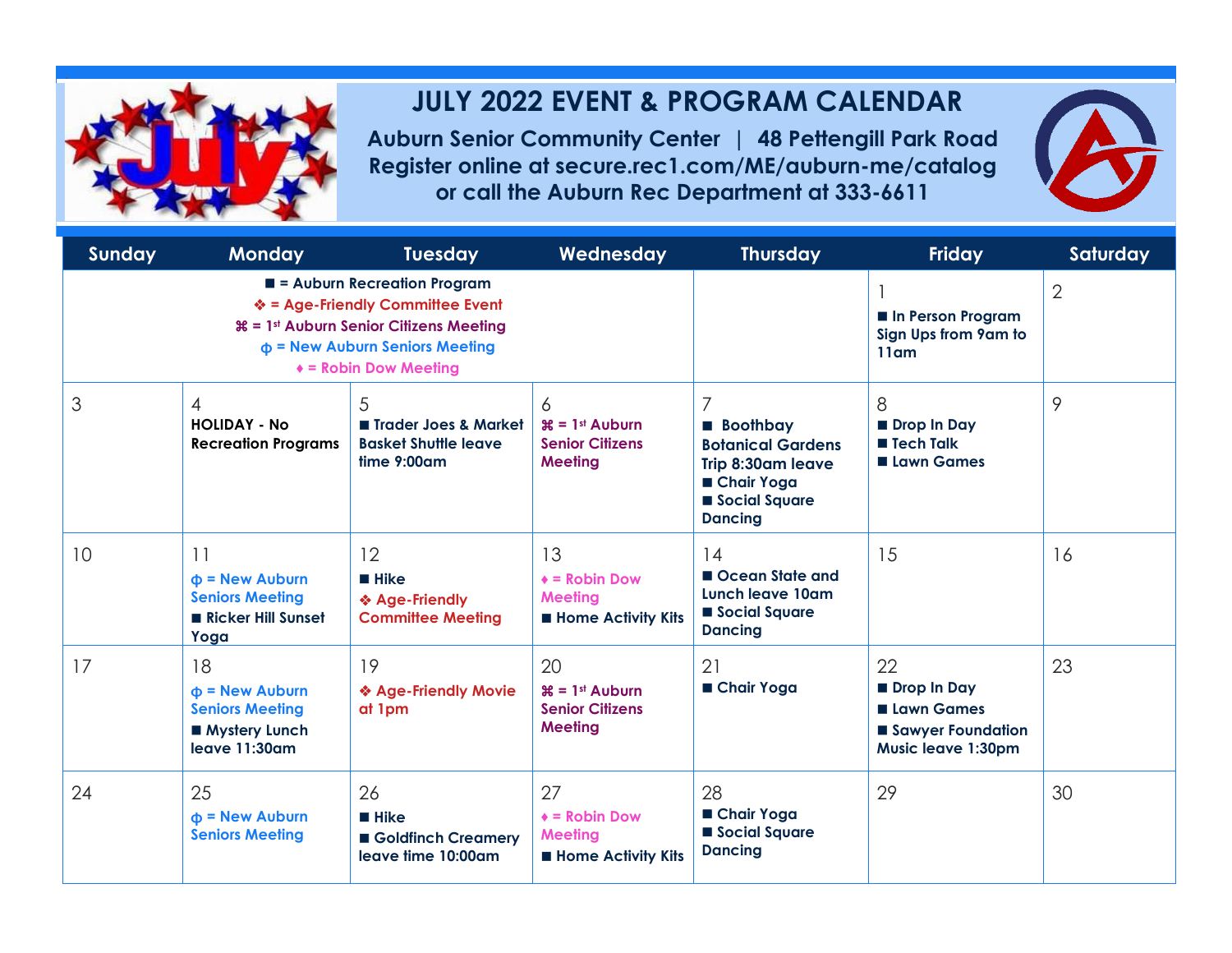# JULY 2022 EVENT & PROGRAM CALENDAR

**Auburn Senior Community Center | 48 Pettengill Park Road**
**Register online at secure.rec1.com/ME/auburn-me/catalog**
**or call the Auburn Rec Department at 333-6611**

| Sunday | Monday | Tuesday | Wednesday | Thursday | Friday | Saturday |
|---|---|---|---|---|---|---|
| ■ = Auburn Recreation Program<br>❖ = Age-Friendly Committee Event<br>⌘ = 1st Auburn Senior Citizens Meeting<br>ф = New Auburn Seniors Meeting<br>♦ = Robin Dow Meeting | | | | | 1<br>■ In Person Program Sign Ups from 9am to 11am | 2 |
| 3 | 4<br>HOLIDAY - No Recreation Programs | 5<br>■ Trader Joes & Market Basket Shuttle leave time 9:00am | 6<br>⌘ = 1st Auburn Senior Citizens Meeting | 7<br>■ Boothbay Botanical Gardens Trip 8:30am leave<br>■ Chair Yoga<br>■ Social Square Dancing | 8<br>■ Drop In Day<br>■ Tech Talk<br>■ Lawn Games | 9 |
| 10 | 11<br>ф = New Auburn Seniors Meeting<br>■ Ricker Hill Sunset Yoga | 12<br>■ Hike<br>❖ Age-Friendly Committee Meeting | 13<br>♦ = Robin Dow Meeting<br>■ Home Activity Kits | 14<br>■ Ocean State and Lunch leave 10am<br>■ Social Square Dancing | 15 | 16 |
| 17 | 18<br>ф = New Auburn Seniors Meeting<br>■ Mystery Lunch leave 11:30am | 19<br>❖ Age-Friendly Movie at 1pm | 20<br>⌘ = 1st Auburn Senior Citizens Meeting | 21<br>■ Chair Yoga | 22<br>■ Drop In Day<br>■ Lawn Games<br>■ Sawyer Foundation Music leave 1:30pm | 23 |
| 24 | 25<br>ф = New Auburn Seniors Meeting | 26<br>■ Hike<br>■ Goldfinch Creamery leave time 10:00am | 27<br>♦ = Robin Dow Meeting<br>■ Home Activity Kits | 28<br>■ Chair Yoga<br>■ Social Square Dancing | 29 | 30 |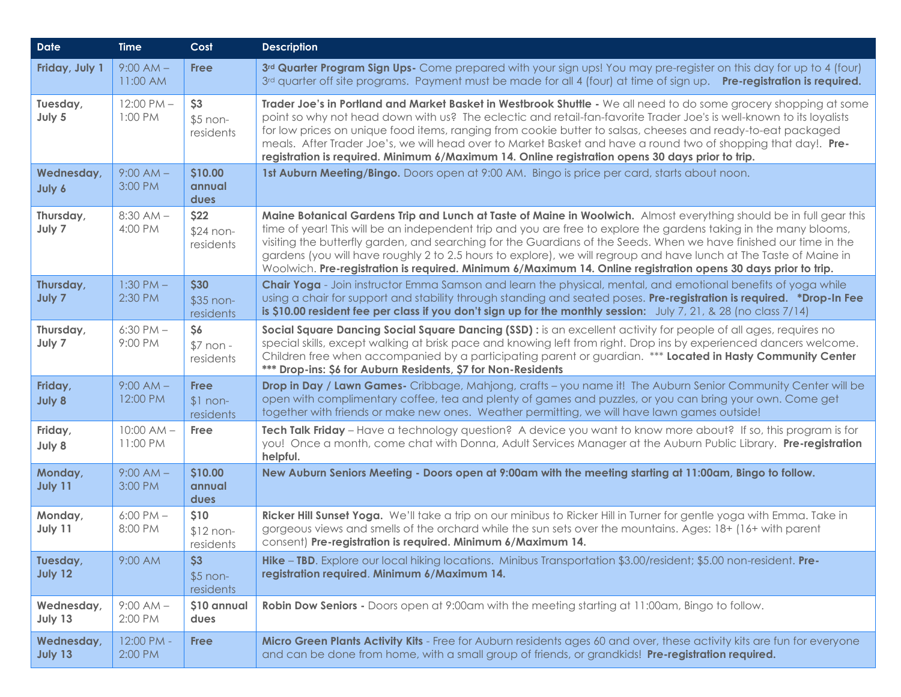| Date | Time | Cost | Description |
|---|---|---|---|
| **Friday, July 1** | 9:00 AM – 11:00 AM | **Free** | **3rd Quarter Program Sign Ups-** Come prepared with your sign ups! You may pre-register on this day for up to 4 (four) 3rd quarter off site programs. Payment must be made for all 4 (four) at time of sign up. **Pre-registration is required.** |
| **Tuesday, July 5** | 12:00 PM – 1:00 PM | **$3** $5 non-residents | **Trader Joe's in Portland and Market Basket in Westbrook Shuttle -** We all need to do some grocery shopping at some point so why not head down with us? The eclectic and retail-fan-favorite Trader Joe's is well-known to its loyalists for low prices on unique food items, ranging from cookie butter to salsas, cheeses and ready-to-eat packaged meals. After Trader Joe's, we will head over to Market Basket and have a round two of shopping that day!. **Pre-registration is required. Minimum 6/Maximum 14. Online registration opens 30 days prior to trip.** |
| **Wednesday, July 6** | 9:00 AM – 3:00 PM | **$10.00 annual dues** | **1st Auburn Meeting/Bingo.** Doors open at 9:00 AM. Bingo is price per card, starts about noon. |
| **Thursday, July 7** | 8:30 AM – 4:00 PM | **$22** $24 non-residents | **Maine Botanical Gardens Trip and Lunch at Taste of Maine in Woolwich.** Almost everything should be in full gear this time of year! This will be an independent trip and you are free to explore the gardens taking in the many blooms, visiting the butterfly garden, and searching for the Guardians of the Seeds. When we have finished our time in the gardens (you will have roughly 2 to 2.5 hours to explore), we will regroup and have lunch at The Taste of Maine in Woolwich. **Pre-registration is required. Minimum 6/Maximum 14. Online registration opens 30 days prior to trip.** |
| **Thursday, July 7** | 1:30 PM – 2:30 PM | **$30** $35 non-residents | **Chair Yoga** - Join instructor Emma Samson and learn the physical, mental, and emotional benefits of yoga while using a chair for support and stability through standing and seated poses. **Pre-registration is required. *Drop-In Fee is $10.00 resident fee per class if you don't sign up for the monthly session:** July 7, 21, & 28 (no class 7/14) |
| **Thursday, July 7** | 6:30 PM – 9:00 PM | **$6** $7 non - residents | **Social Square Dancing Social Square Dancing (SSD) :** is an excellent activity for people of all ages, requires no special skills, except walking at brisk pace and knowing left from right. Drop ins by experienced dancers welcome. Children free when accompanied by a participating parent or guardian. *** **Located in Hasty Community Center *** Drop-ins: $6 for Auburn Residents, $7 for Non-Residents** |
| **Friday, July 8** | 9:00 AM – 12:00 PM | **Free** $1 non-residents | **Drop in Day / Lawn Games-** Cribbage, Mahjong, crafts – you name it! The Auburn Senior Community Center will be open with complimentary coffee, tea and plenty of games and puzzles, or you can bring your own. Come get together with friends or make new ones. Weather permitting, we will have lawn games outside! |
| **Friday, July 8** | 10:00 AM – 11:00 PM | **Free** | **Tech Talk Friday** – Have a technology question? A device you want to know more about? If so, this program is for you! Once a month, come chat with Donna, Adult Services Manager at the Auburn Public Library. **Pre-registration helpful.** |
| **Monday, July 11** | 9:00 AM – 3:00 PM | **$10.00 annual dues** | **New Auburn Seniors Meeting - Doors open at 9:00am with the meeting starting at 11:00am, Bingo to follow.** |
| **Monday, July 11** | 6:00 PM – 8:00 PM | **$10** $12 non-residents | **Ricker Hill Sunset Yoga.** We'll take a trip on our minibus to Ricker Hill in Turner for gentle yoga with Emma. Take in gorgeous views and smells of the orchard while the sun sets over the mountains. Ages: 18+ (16+ with parent consent) **Pre-registration is required. Minimum 6/Maximum 14.** |
| **Tuesday, July 12** | 9:00 AM | **$3** $5 non-residents | **Hike** – **TBD**. Explore our local hiking locations. Minibus Transportation $3.00/resident; $5.00 non-resident. **Pre-registration required**. **Minimum 6/Maximum 14.** |
| **Wednesday, July 13** | 9:00 AM – 2:00 PM | **$10 annual dues** | **Robin Dow Seniors -** Doors open at 9:00am with the meeting starting at 11:00am, Bingo to follow. |
| **Wednesday, July 13** | 12:00 PM - 2:00 PM | **Free** | **Micro Green Plants Activity Kits** - Free for Auburn residents ages 60 and over, these activity kits are fun for everyone and can be done from home, with a small group of friends, or grandkids! **Pre-registration required.** |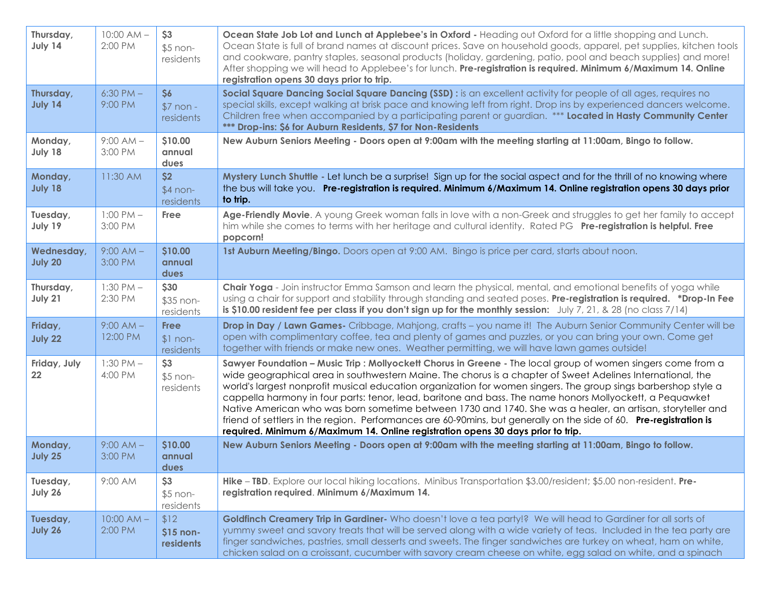| | | | |
|---|---|---|---|
| **Thursday, July 14** | 10:00 AM – 2:00 PM | **$3** $5 non-residents | **Ocean State Job Lot and Lunch at Applebee's in Oxford -** Heading out Oxford for a little shopping and Lunch. Ocean State is full of brand names at discount prices. Save on household goods, apparel, pet supplies, kitchen tools and cookware, pantry staples, seasonal products (holiday, gardening, patio, pool and beach supplies) and more! After shopping we will head to Applebee's for lunch. **Pre-registration is required. Minimum 6/Maximum 14. Online registration opens 30 days prior to trip.** |
| **Thursday, July 14** | 6:30 PM – 9:00 PM | **$6** $7 non - residents | **Social Square Dancing Social Square Dancing (SSD) :** is an excellent activity for people of all ages, requires no special skills, except walking at brisk pace and knowing left from right. Drop ins by experienced dancers welcome. Children free when accompanied by a participating parent or guardian. *** **Located in Hasty Community Center *** Drop-ins: $6 for Auburn Residents, $7 for Non-Residents** |
| **Monday, July 18** | 9:00 AM – 3:00 PM | **$10.00 annual dues** | **New Auburn Seniors Meeting - Doors open at 9:00am with the meeting starting at 11:00am, Bingo to follow.** |
| **Monday, July 18** | 11:30 AM | **$2** $4 non-residents | **Mystery Lunch Shuttle -** Let lunch be a surprise! Sign up for the social aspect and for the thrill of no knowing where the bus will take you. **Pre-registration is required. Minimum 6/Maximum 14. Online registration opens 30 days prior to trip.** |
| **Tuesday, July 19** | 1:00 PM – 3:00 PM | **Free** | **Age-Friendly Movie**. A young Greek woman falls in love with a non-Greek and struggles to get her family to accept him while she comes to terms with her heritage and cultural identity. Rated PG **Pre-registration is helpful. Free popcorn!** |
| **Wednesday, July 20** | 9:00 AM – 3:00 PM | **$10.00 annual dues** | **1st Auburn Meeting/Bingo.** Doors open at 9:00 AM. Bingo is price per card, starts about noon. |
| **Thursday, July 21** | 1:30 PM – 2:30 PM | **$30** $35 non-residents | **Chair Yoga** - Join instructor Emma Samson and learn the physical, mental, and emotional benefits of yoga while using a chair for support and stability through standing and seated poses. **Pre-registration is required. *Drop-In Fee is $10.00 resident fee per class if you don't sign up for the monthly session:** July 7, 21, & 28 (no class 7/14) |
| **Friday, July 22** | 9:00 AM – 12:00 PM | **Free** $1 non-residents | **Drop in Day / Lawn Games-** Cribbage, Mahjong, crafts – you name it! The Auburn Senior Community Center will be open with complimentary coffee, tea and plenty of games and puzzles, or you can bring your own. Come get together with friends or make new ones. Weather permitting, we will have lawn games outside! |
| **Friday, July 22** | 1:30 PM – 4:00 PM | **$3** $5 non-residents | **Sawyer Foundation – Music Trip : Mollyockett Chorus in Greene -** The local group of women singers come from a wide geographical area in southwestern Maine. The chorus is a chapter of Sweet Adelines International, the world's largest nonprofit musical education organization for women singers. The group sings barbershop style a cappella harmony in four parts: tenor, lead, baritone and bass. The name honors Mollyockett, a Pequawket Native American who was born sometime between 1730 and 1740. She was a healer, an artisan, storyteller and friend of settlers in the region. Performances are 60-90mins, but generally on the side of 60. **Pre-registration is required. Minimum 6/Maximum 14. Online registration opens 30 days prior to trip.** |
| **Monday, July 25** | 9:00 AM – 3:00 PM | **$10.00 annual dues** | **New Auburn Seniors Meeting - Doors open at 9:00am with the meeting starting at 11:00am, Bingo to follow.** |
| **Tuesday, July 26** | 9:00 AM | **$3** $5 non-residents | **Hike – TBD**. Explore our local hiking locations. Minibus Transportation $3.00/resident; $5.00 non-resident. **Pre-registration required**. **Minimum 6/Maximum 14.** |
| **Tuesday, July 26** | 10:00 AM – 2:00 PM | $12 **$15 non-residents** | **Goldfinch Creamery Trip in Gardiner-** Who doesn't love a tea party!? We will head to Gardiner for all sorts of yummy sweet and savory treats that will be served along with a wide variety of teas. Included in the tea party are finger sandwiches, pastries, small desserts and sweets. The finger sandwiches are turkey on wheat, ham on white, chicken salad on a croissant, cucumber with savory cream cheese on white, egg salad on white, and a spinach |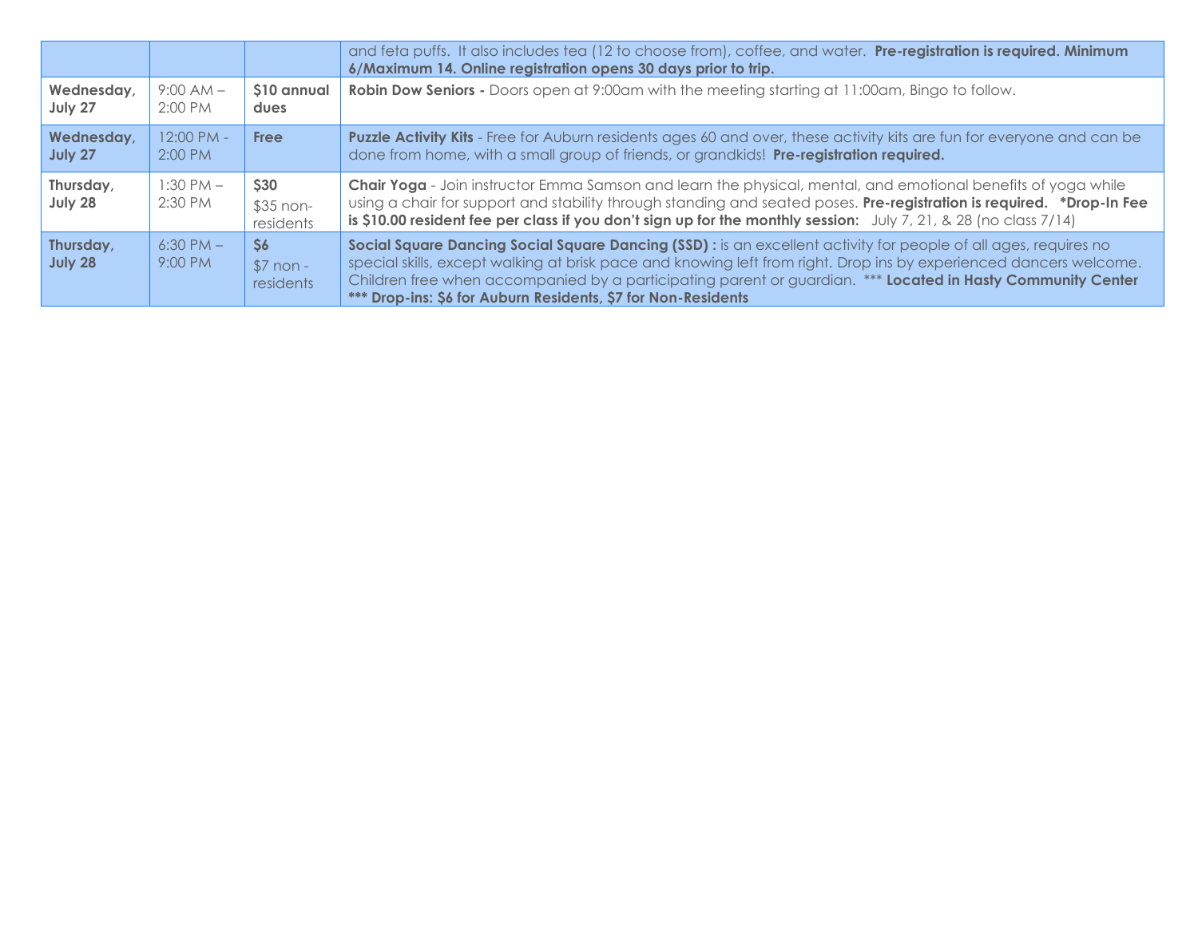| | | | |
|---|---|---|---|
| | | | and feta puffs. It also includes tea (12 to choose from), coffee, and water. **Pre-registration is required. Minimum 6/Maximum 14. Online registration opens 30 days prior to trip.** |
| **Wednesday, July 27** | 9:00 AM – 2:00 PM | **$10 annual dues** | **Robin Dow Seniors -** Doors open at 9:00am with the meeting starting at 11:00am, Bingo to follow. |
| **Wednesday, July 27** | 12:00 PM - 2:00 PM | **Free** | **Puzzle Activity Kits** - Free for Auburn residents ages 60 and over, these activity kits are fun for everyone and can be done from home, with a small group of friends, or grandkids! **Pre-registration required.** |
| **Thursday, July 28** | 1:30 PM – 2:30 PM | **$30** $35 non-residents | **Chair Yoga** - Join instructor Emma Samson and learn the physical, mental, and emotional benefits of yoga while using a chair for support and stability through standing and seated poses. **Pre-registration is required. \*Drop-In Fee is $10.00 resident fee per class if you don't sign up for the monthly session:** July 7, 21, & 28 (no class 7/14) |
| **Thursday, July 28** | 6:30 PM – 9:00 PM | **$6** $7 non - residents | **Social Square Dancing Social Square Dancing (SSD) :** is an excellent activity for people of all ages, requires no special skills, except walking at brisk pace and knowing left from right. Drop ins by experienced dancers welcome. Children free when accompanied by a participating parent or guardian. \*\*\* **Located in Hasty Community Center \*\*\* Drop-ins: $6 for Auburn Residents, $7 for Non-Residents** |